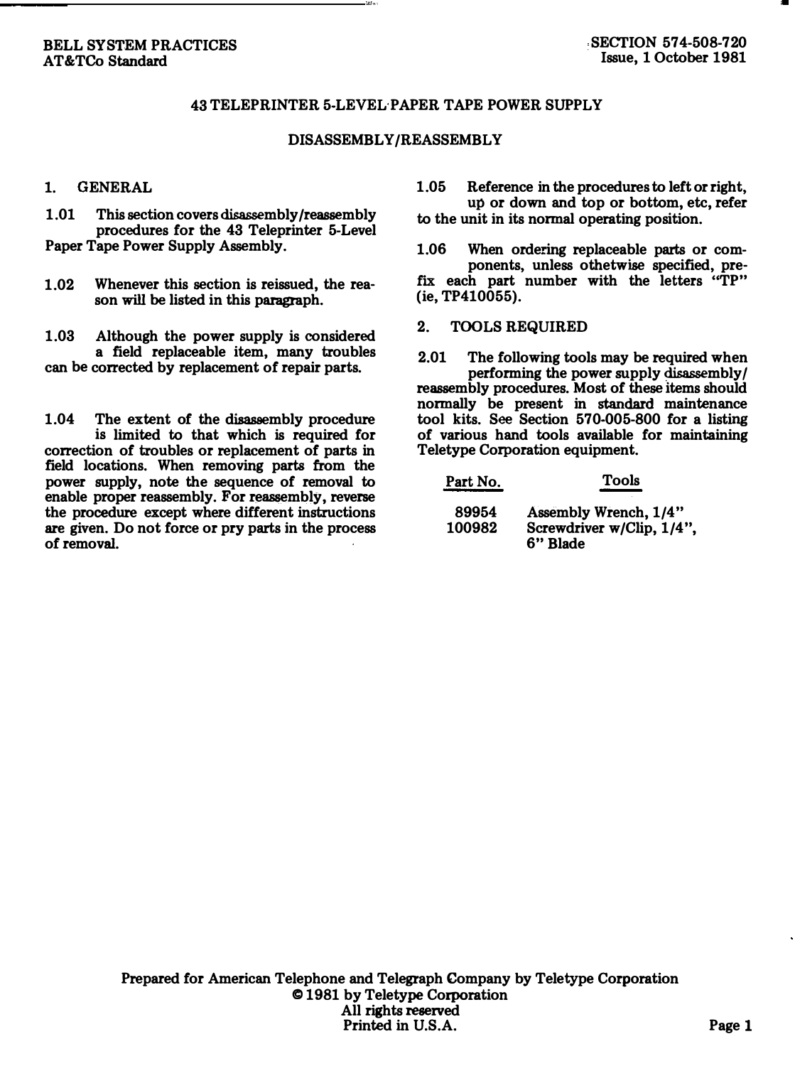BELL SYSTEM PRACTICES
AT&TCo Standard

SECTION 574-508-720
Issue, 1 October 1981

# 43 TELEPRINTER 5-LEVEL PAPER TAPE POWER SUPPLY

## DISASSEMBLY/REASSEMBLY

## 1. GENERAL

1.01 This section covers disassembly/reassembly procedures for the 43 Teleprinter 5-Level Paper Tape Power Supply Assembly.

1.02 Whenever this section is reissued, the reason will be listed in this paragraph.

1.03 Although the power supply is considered a field replaceable item, many troubles can be corrected by replacement of repair parts.

1.04 The extent of the disassembly procedure is limited to that which is required for correction of troubles or replacement of parts in field locations. When removing parts from the power supply, note the sequence of removal to enable proper reassembly. For reassembly, reverse the procedure except where different instructions are given. Do not force or pry parts in the process of removal.

1.05 Reference in the procedures to left or right, up or down and top or bottom, etc, refer to the unit in its normal operating position.

1.06 When ordering replaceable parts or components, unless othetwise specified, prefix each part number with the letters "TP" (ie, TP410055).

## 2. TOOLS REQUIRED

2.01 The following tools may be required when performing the power supply disassembly/reassembly procedures. Most of these items should normally be present in standard maintenance tool kits. See Section 570-005-800 for a listing of various hand tools available for maintaining Teletype Corporation equipment.

| Part No. | Tools |
|---|---|
| 89954 | Assembly Wrench, 1/4" |
| 100982 | Screwdriver w/Clip, 1/4", 6" Blade |

Prepared for American Telephone and Telegraph Company by Teletype Corporation
© 1981 by Teletype Corporation
All rights reserved
Printed in U.S.A.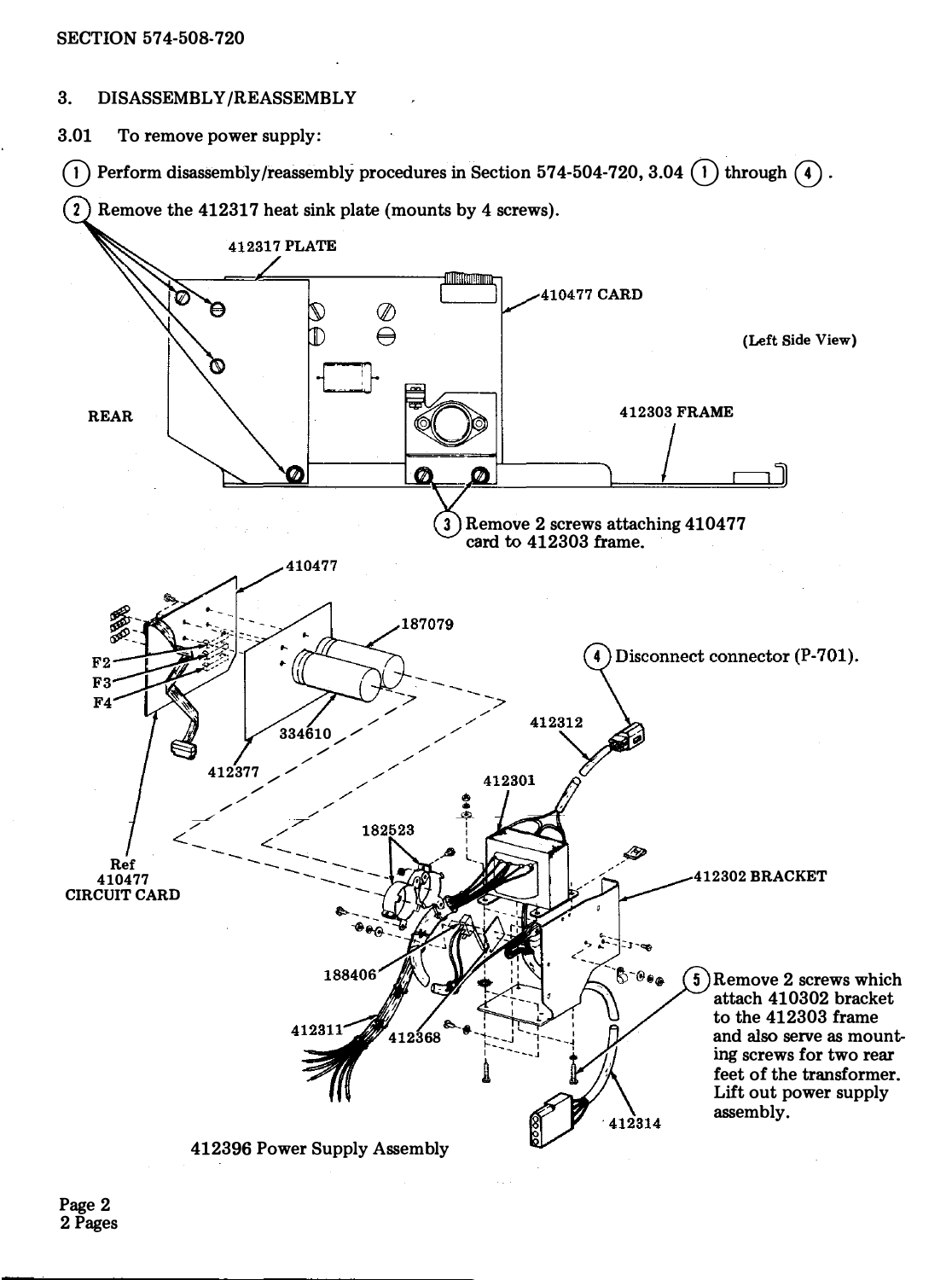## 3. DISASSEMBLY/REASSEMBLY

3.01 To remove power supply:

(1) Perform disassembly/reassembly procedures in Section 574-504-720, 3.04 (1) through (4).

(2) Remove the 412317 heat sink plate (mounts by 4 screws).

412317 PLATE

410477 CARD

(Left Side View)

REAR

412303 FRAME

(3) Remove 2 screws attaching 410477 card to 412303 frame.

410477

187079

F2

F3

F4

(4) Disconnect connector (P-701).

334610

412377

412312

412301

182523

Ref 410477 CIRCUIT CARD

412302 BRACKET

188406

(5) Remove 2 screws which attach 410302 bracket to the 412303 frame and also serve as mounting screws for two rear feet of the transformer. Lift out power supply assembly.

412311

412368

412314

412396 Power Supply Assembly